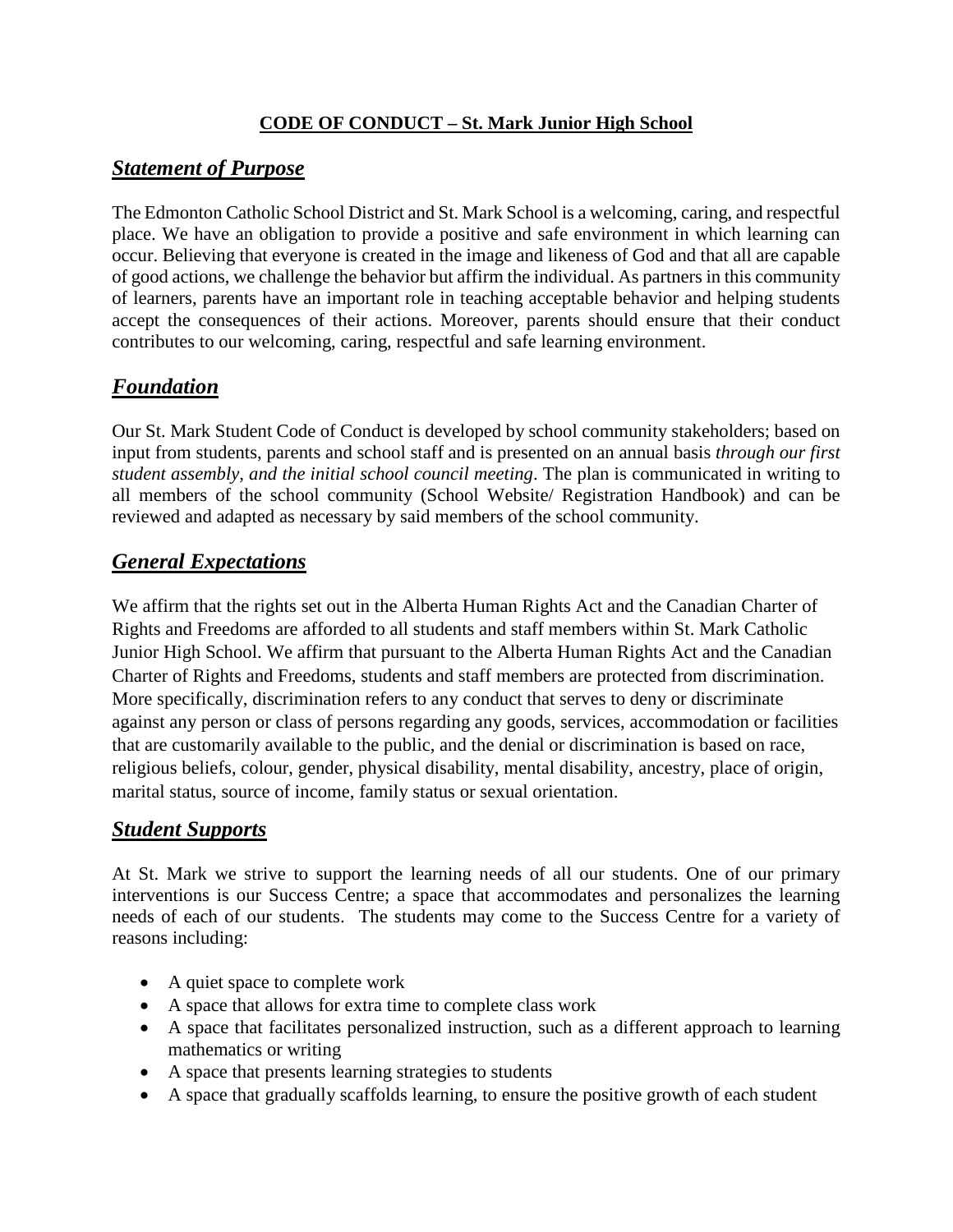# CODE OF CONDUCT – St. Mark Junior High School

## *Statement of Purpose*

The Edmonton Catholic School District and St. Mark School is a welcoming, caring, and respectful place. We have an obligation to provide a positive and safe environment in which learning can occur. Believing that everyone is created in the image and likeness of God and that all are capable of good actions, we challenge the behavior but affirm the individual. As partners in this community of learners, parents have an important role in teaching acceptable behavior and helping students accept the consequences of their actions. Moreover, parents should ensure that their conduct contributes to our welcoming, caring, respectful and safe learning environment.

## *Foundation*

Our St. Mark Student Code of Conduct is developed by school community stakeholders; based on input from students, parents and school staff and is presented on an annual basis *through our first student assembly, and the initial school council meeting*. The plan is communicated in writing to all members of the school community (School Website/ Registration Handbook) and can be reviewed and adapted as necessary by said members of the school community.

## *General Expectations*

We affirm that the rights set out in the Alberta Human Rights Act and the Canadian Charter of Rights and Freedoms are afforded to all students and staff members within St. Mark Catholic Junior High School. We affirm that pursuant to the Alberta Human Rights Act and the Canadian Charter of Rights and Freedoms, students and staff members are protected from discrimination. More specifically, discrimination refers to any conduct that serves to deny or discriminate against any person or class of persons regarding any goods, services, accommodation or facilities that are customarily available to the public, and the denial or discrimination is based on race, religious beliefs, colour, gender, physical disability, mental disability, ancestry, place of origin, marital status, source of income, family status or sexual orientation.

## *Student Supports*

At St. Mark we strive to support the learning needs of all our students. One of our primary interventions is our Success Centre; a space that accommodates and personalizes the learning needs of each of our students. The students may come to the Success Centre for a variety of reasons including:

- A quiet space to complete work
- A space that allows for extra time to complete class work
- A space that facilitates personalized instruction, such as a different approach to learning mathematics or writing
- A space that presents learning strategies to students
- A space that gradually scaffolds learning, to ensure the positive growth of each student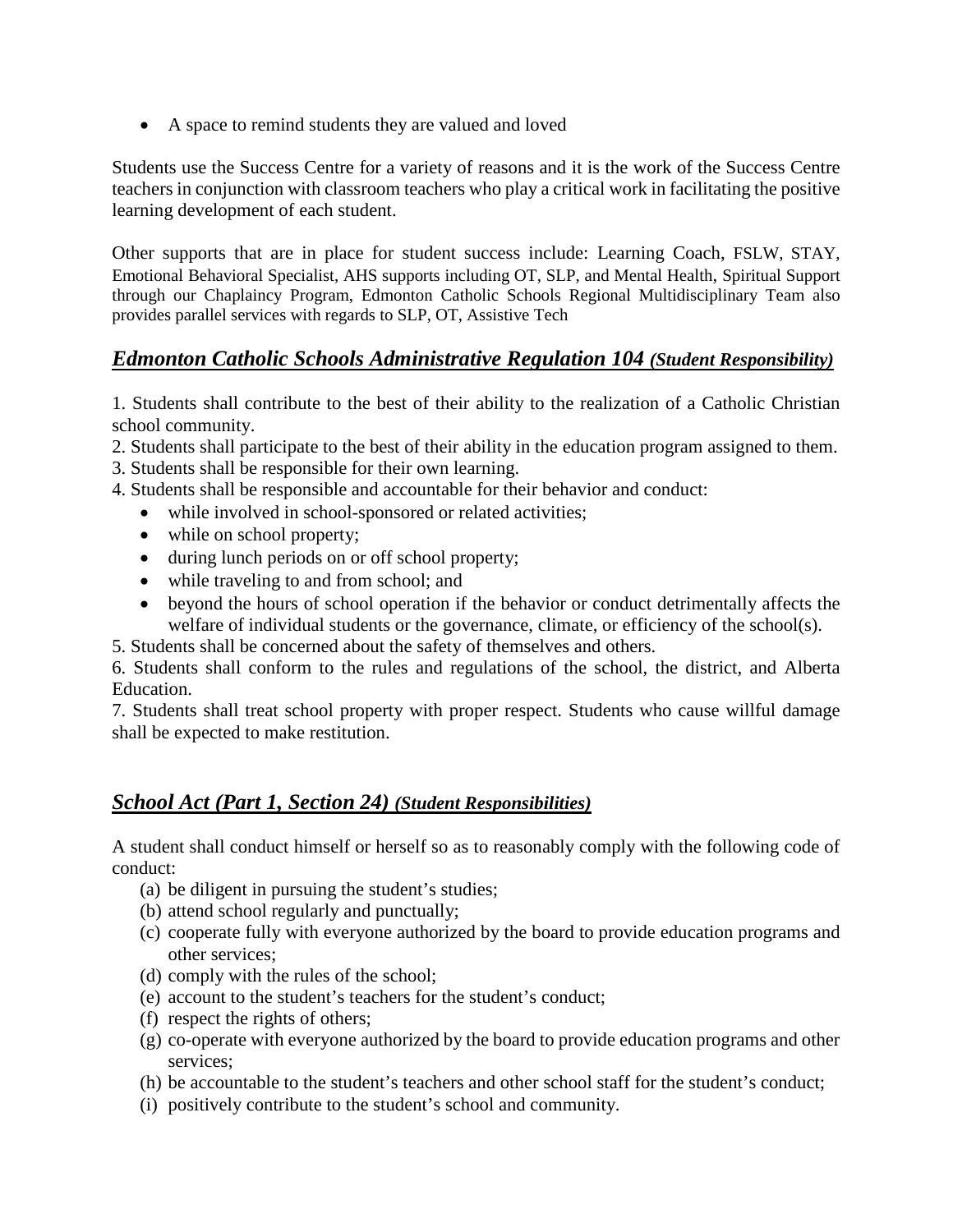- A space to remind students they are valued and loved

Students use the Success Centre for a variety of reasons and it is the work of the Success Centre teachers in conjunction with classroom teachers who play a critical work in facilitating the positive learning development of each student.

Other supports that are in place for student success include: Learning Coach, FSLW, STAY, Emotional Behavioral Specialist, AHS supports including OT, SLP, and Mental Health, Spiritual Support through our Chaplaincy Program, Edmonton Catholic Schools Regional Multidisciplinary Team also provides parallel services with regards to SLP, OT, Assistive Tech

## ***Edmonton Catholic Schools Administrative Regulation 104*** ***(Student Responsibility)***

1. Students shall contribute to the best of their ability to the realization of a Catholic Christian school community.
2. Students shall participate to the best of their ability in the education program assigned to them.
3. Students shall be responsible for their own learning.
4. Students shall be responsible and accountable for their behavior and conduct:
   - while involved in school-sponsored or related activities;
   - while on school property;
   - during lunch periods on or off school property;
   - while traveling to and from school; and
   - beyond the hours of school operation if the behavior or conduct detrimentally affects the welfare of individual students or the governance, climate, or efficiency of the school(s).
5. Students shall be concerned about the safety of themselves and others.
6. Students shall conform to the rules and regulations of the school, the district, and Alberta Education.
7. Students shall treat school property with proper respect. Students who cause willful damage shall be expected to make restitution.

## ***School Act (Part 1, Section 24)*** ***(Student Responsibilities)***

A student shall conduct himself or herself so as to reasonably comply with the following code of conduct:

(a) be diligent in pursuing the student's studies;
(b) attend school regularly and punctually;
(c) cooperate fully with everyone authorized by the board to provide education programs and other services;
(d) comply with the rules of the school;
(e) account to the student's teachers for the student's conduct;
(f) respect the rights of others;
(g) co-operate with everyone authorized by the board to provide education programs and other services;
(h) be accountable to the student's teachers and other school staff for the student's conduct;
(i) positively contribute to the student's school and community.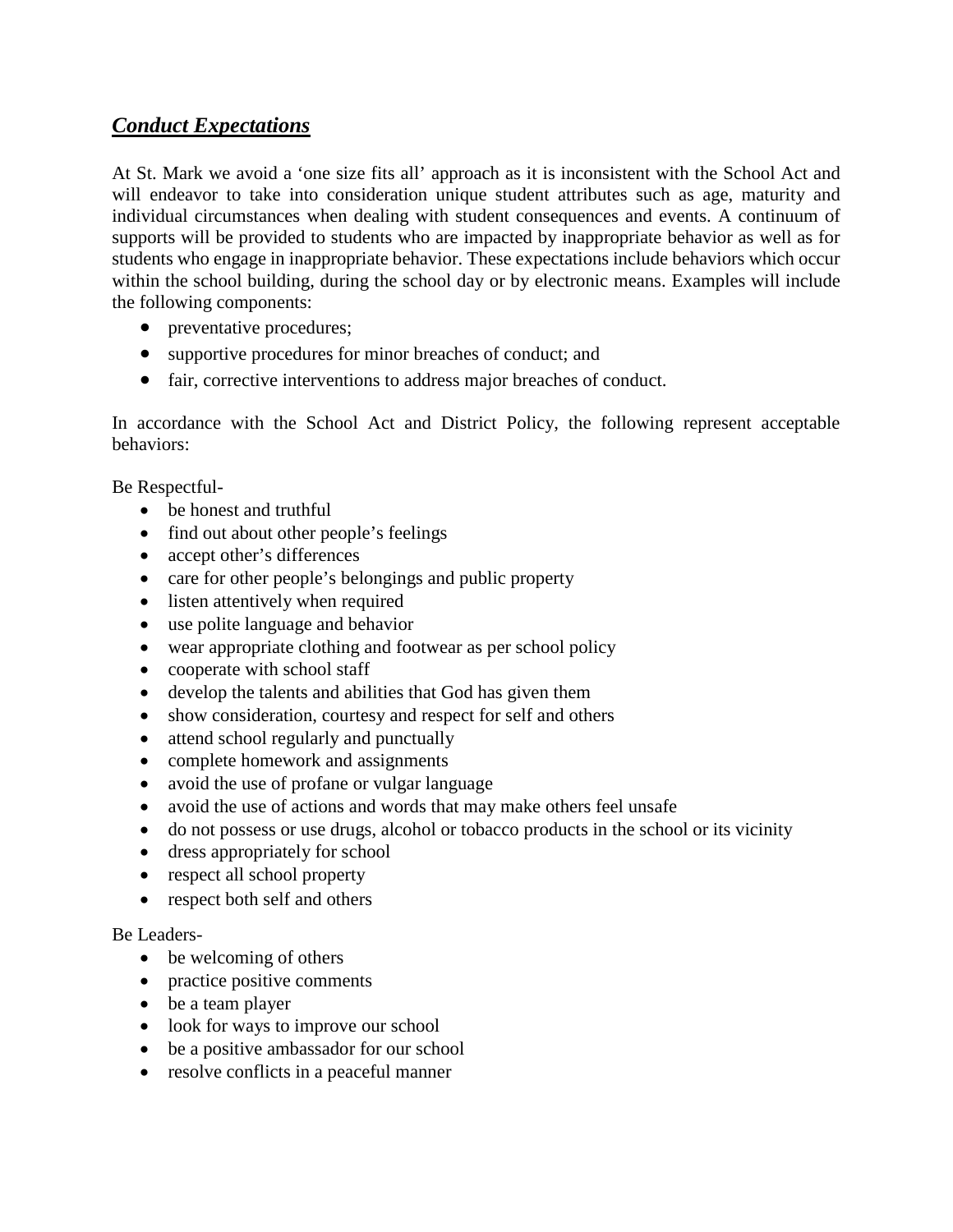## ***Conduct Expectations***

At St. Mark we avoid a 'one size fits all' approach as it is inconsistent with the School Act and will endeavor to take into consideration unique student attributes such as age, maturity and individual circumstances when dealing with student consequences and events. A continuum of supports will be provided to students who are impacted by inappropriate behavior as well as for students who engage in inappropriate behavior. These expectations include behaviors which occur within the school building, during the school day or by electronic means. Examples will include the following components:

- preventative procedures;
- supportive procedures for minor breaches of conduct; and
- fair, corrective interventions to address major breaches of conduct.

In accordance with the School Act and District Policy, the following represent acceptable behaviors:

Be Respectful-

- be honest and truthful
- find out about other people's feelings
- accept other's differences
- care for other people's belongings and public property
- listen attentively when required
- use polite language and behavior
- wear appropriate clothing and footwear as per school policy
- cooperate with school staff
- develop the talents and abilities that God has given them
- show consideration, courtesy and respect for self and others
- attend school regularly and punctually
- complete homework and assignments
- avoid the use of profane or vulgar language
- avoid the use of actions and words that may make others feel unsafe
- do not possess or use drugs, alcohol or tobacco products in the school or its vicinity
- dress appropriately for school
- respect all school property
- respect both self and others

Be Leaders-

- be welcoming of others
- practice positive comments
- be a team player
- look for ways to improve our school
- be a positive ambassador for our school
- resolve conflicts in a peaceful manner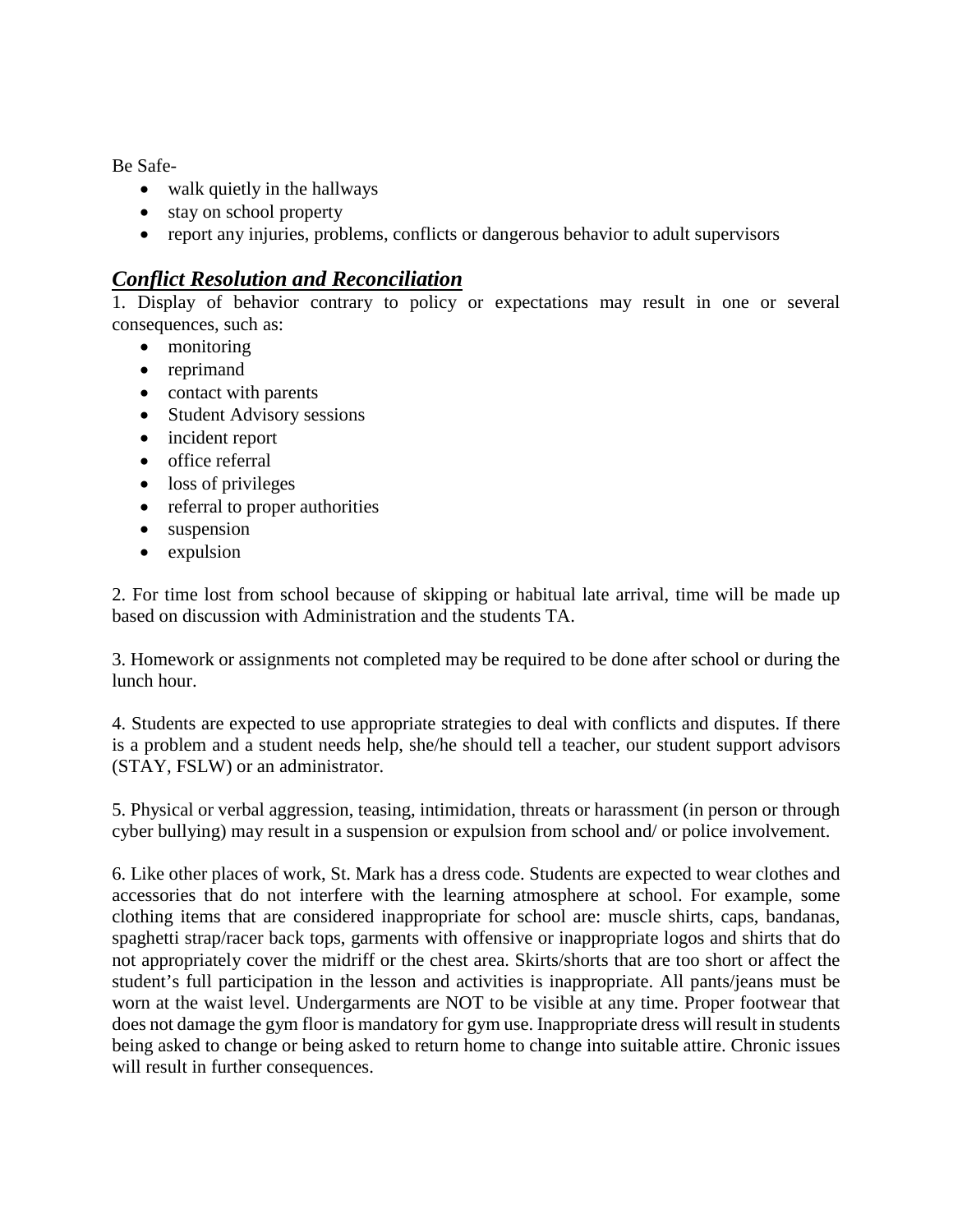Be Safe-

- walk quietly in the hallways
- stay on school property
- report any injuries, problems, conflicts or dangerous behavior to adult supervisors

## ***Conflict Resolution and Reconciliation***

1. Display of behavior contrary to policy or expectations may result in one or several consequences, such as:
   - monitoring
   - reprimand
   - contact with parents
   - Student Advisory sessions
   - incident report
   - office referral
   - loss of privileges
   - referral to proper authorities
   - suspension
   - expulsion

2. For time lost from school because of skipping or habitual late arrival, time will be made up based on discussion with Administration and the students TA.

3. Homework or assignments not completed may be required to be done after school or during the lunch hour.

4. Students are expected to use appropriate strategies to deal with conflicts and disputes. If there is a problem and a student needs help, she/he should tell a teacher, our student support advisors (STAY, FSLW) or an administrator.

5. Physical or verbal aggression, teasing, intimidation, threats or harassment (in person or through cyber bullying) may result in a suspension or expulsion from school and/ or police involvement.

6. Like other places of work, St. Mark has a dress code. Students are expected to wear clothes and accessories that do not interfere with the learning atmosphere at school. For example, some clothing items that are considered inappropriate for school are: muscle shirts, caps, bandanas, spaghetti strap/racer back tops, garments with offensive or inappropriate logos and shirts that do not appropriately cover the midriff or the chest area. Skirts/shorts that are too short or affect the student's full participation in the lesson and activities is inappropriate. All pants/jeans must be worn at the waist level. Undergarments are NOT to be visible at any time. Proper footwear that does not damage the gym floor is mandatory for gym use. Inappropriate dress will result in students being asked to change or being asked to return home to change into suitable attire. Chronic issues will result in further consequences.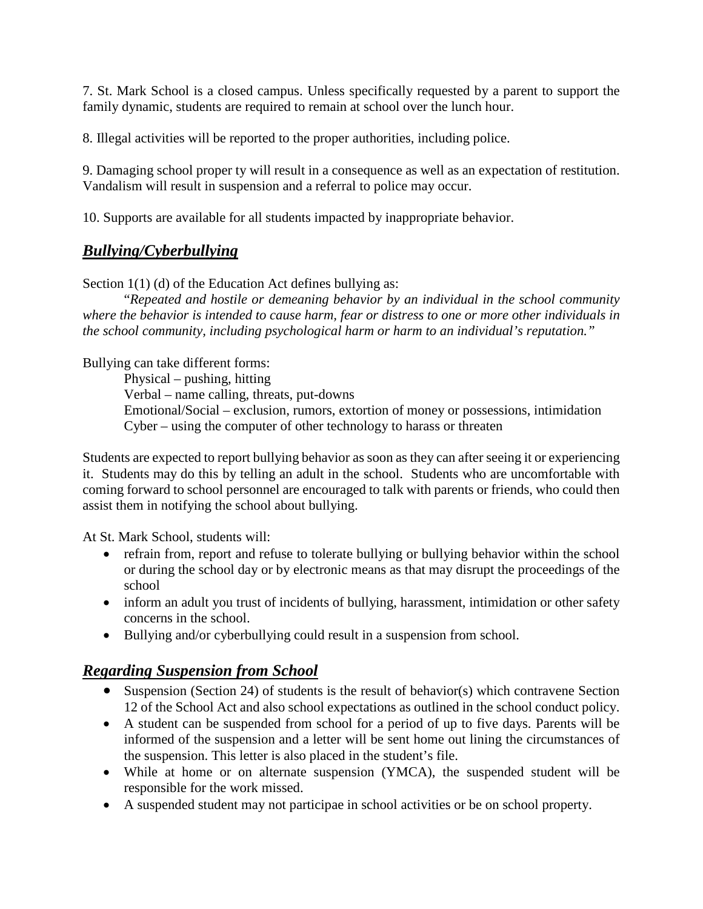7. St. Mark School is a closed campus. Unless specifically requested by a parent to support the family dynamic, students are required to remain at school over the lunch hour.

8. Illegal activities will be reported to the proper authorities, including police.

9. Damaging school proper ty will result in a consequence as well as an expectation of restitution. Vandalism will result in suspension and a referral to police may occur.

10. Supports are available for all students impacted by inappropriate behavior.

## ***Bullying/Cyberbullying***

Section 1(1) (d) of the Education Act defines bullying as:

> "*Repeated and hostile or demeaning behavior by an individual in the school community where the behavior is intended to cause harm, fear or distress to one or more other individuals in the school community, including psychological harm or harm to an individual's reputation.*"

Bullying can take different forms:

- Physical – pushing, hitting
- Verbal – name calling, threats, put-downs
- Emotional/Social – exclusion, rumors, extortion of money or possessions, intimidation
- Cyber – using the computer of other technology to harass or threaten

Students are expected to report bullying behavior as soon as they can after seeing it or experiencing it. Students may do this by telling an adult in the school. Students who are uncomfortable with coming forward to school personnel are encouraged to talk with parents or friends, who could then assist them in notifying the school about bullying.

At St. Mark School, students will:

- refrain from, report and refuse to tolerate bullying or bullying behavior within the school or during the school day or by electronic means as that may disrupt the proceedings of the school
- inform an adult you trust of incidents of bullying, harassment, intimidation or other safety concerns in the school.
- Bullying and/or cyberbullying could result in a suspension from school.

## ***Regarding Suspension from School***

- Suspension (Section 24) of students is the result of behavior(s) which contravene Section 12 of the School Act and also school expectations as outlined in the school conduct policy.
- A student can be suspended from school for a period of up to five days. Parents will be informed of the suspension and a letter will be sent home out lining the circumstances of the suspension. This letter is also placed in the student's file.
- While at home or on alternate suspension (YMCA), the suspended student will be responsible for the work missed.
- A suspended student may not participae in school activities or be on school property.